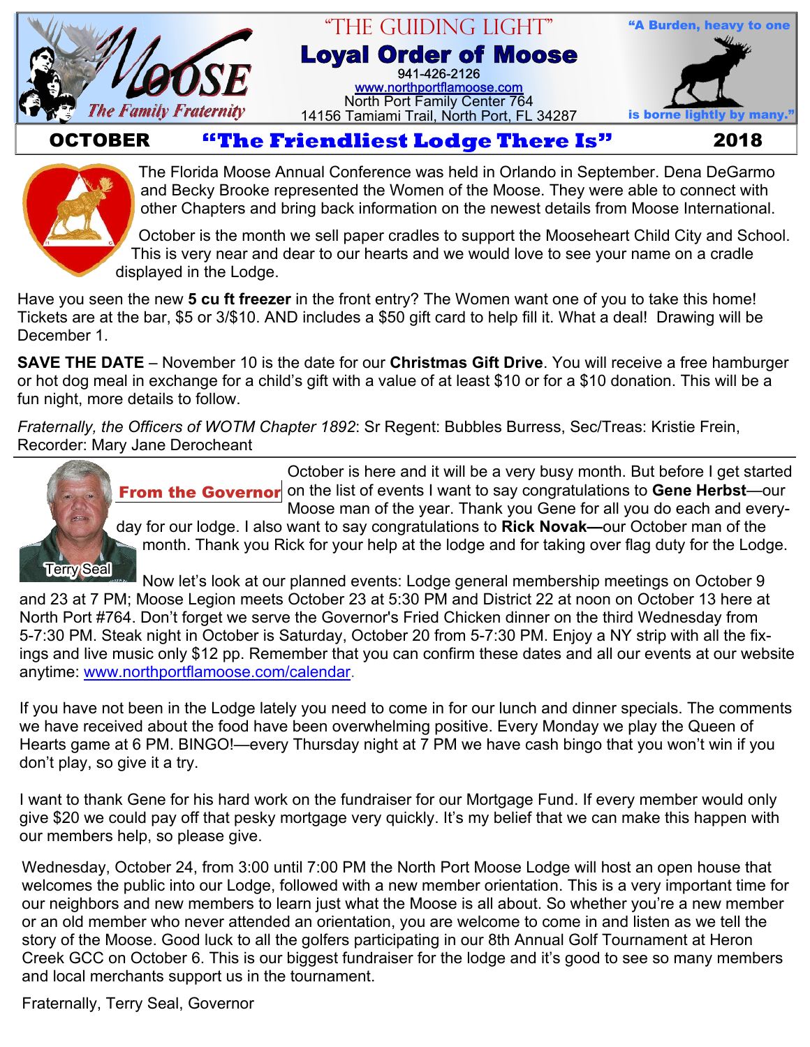# Loyal Order of Moose

"THE GUIDING LIGHT"

MOOSE — The Family Fraternity

941-426-2126
www.northportflamoose.com
North Port Family Center 764
14156 Tamiami Trail, North Port, FL 34287

"A Burden, heavy to one is borne lightly by many."

**OCTOBER** **"The Friendliest Lodge There Is"** **2018**

The Florida Moose Annual Conference was held in Orlando in September. Dena DeGarmo and Becky Brooke represented the Women of the Moose. They were able to connect with other Chapters and bring back information on the newest details from Moose International.

October is the month we sell paper cradles to support the Mooseheart Child City and School. This is very near and dear to our hearts and we would love to see your name on a cradle displayed in the Lodge.

Have you seen the new **5 cu ft freezer** in the front entry? The Women want one of you to take this home! Tickets are at the bar, $5 or 3/$10. AND includes a $50 gift card to help fill it. What a deal! Drawing will be December 1.

**SAVE THE DATE** – November 10 is the date for our **Christmas Gift Drive**. You will receive a free hamburger or hot dog meal in exchange for a child's gift with a value of at least $10 or for a $10 donation. This will be a fun night, more details to follow.

*Fraternally, the Officers of WOTM Chapter 1892*: Sr Regent: Bubbles Burress, Sec/Treas: Kristie Frein, Recorder: Mary Jane Derocheant

---

## From the Governor

Terry Seal

October is here and it will be a very busy month. But before I get started on the list of events I want to say congratulations to **Gene Herbst**—our Moose man of the year. Thank you Gene for all you do each and everyday for our lodge. I also want to say congratulations to **Rick Novak—**our October man of the month. Thank you Rick for your help at the lodge and for taking over flag duty for the Lodge.

Now let's look at our planned events: Lodge general membership meetings on October 9 and 23 at 7 PM; Moose Legion meets October 23 at 5:30 PM and District 22 at noon on October 13 here at North Port #764. Don't forget we serve the Governor's Fried Chicken dinner on the third Wednesday from 5-7:30 PM. Steak night in October is Saturday, October 20 from 5-7:30 PM. Enjoy a NY strip with all the fixings and live music only $12 pp. Remember that you can confirm these dates and all our events at our website anytime: www.northportflamoose.com/calendar.

If you have not been in the Lodge lately you need to come in for our lunch and dinner specials. The comments we have received about the food have been overwhelming positive. Every Monday we play the Queen of Hearts game at 6 PM. BINGO!—every Thursday night at 7 PM we have cash bingo that you won't win if you don't play, so give it a try.

I want to thank Gene for his hard work on the fundraiser for our Mortgage Fund. If every member would only give $20 we could pay off that pesky mortgage very quickly. It's my belief that we can make this happen with our members help, so please give.

Wednesday, October 24, from 3:00 until 7:00 PM the North Port Moose Lodge will host an open house that welcomes the public into our Lodge, followed with a new member orientation. This is a very important time for our neighbors and new members to learn just what the Moose is all about. So whether you're a new member or an old member who never attended an orientation, you are welcome to come in and listen as we tell the story of the Moose. Good luck to all the golfers participating in our 8th Annual Golf Tournament at Heron Creek GCC on October 6. This is our biggest fundraiser for the lodge and it's good to see so many members and local merchants support us in the tournament.

Fraternally, Terry Seal, Governor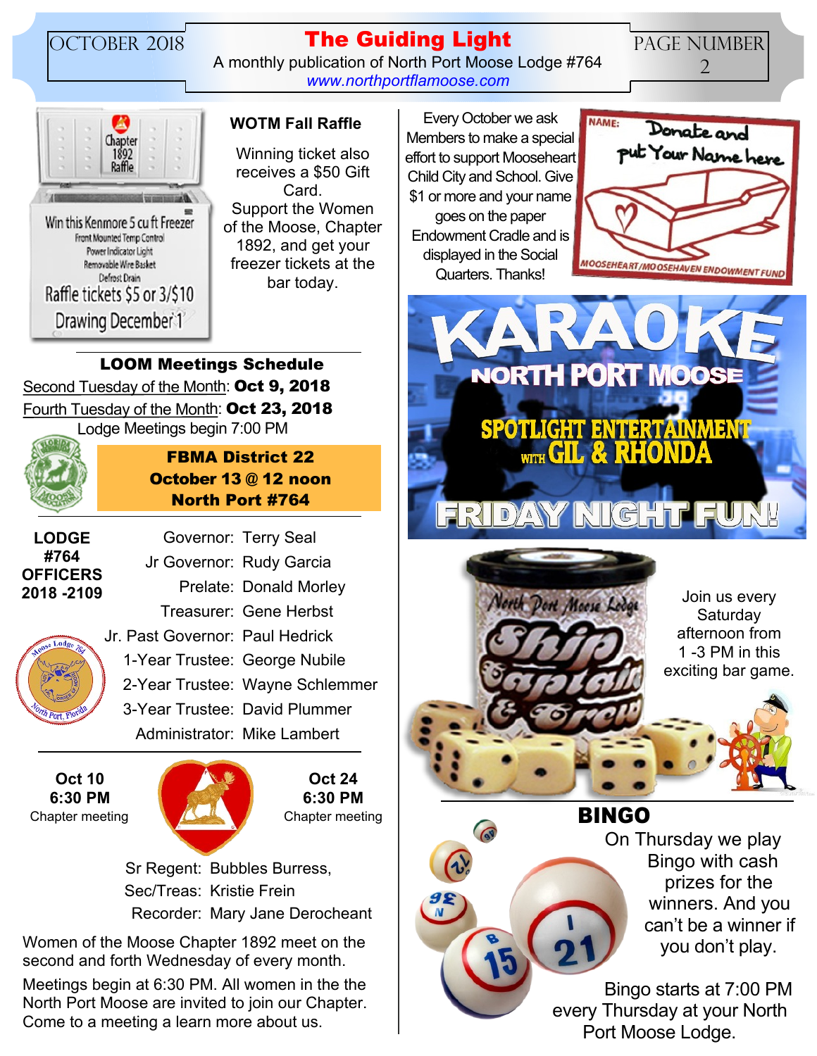## WOTM Fall Raffle

Chapter 1892 Raffle

Win this Kenmore 5 cu ft Freezer
Front Mounted Temp Control
Power Indicator Light
Removable Wire Basket
Defrost Drain
Raffle tickets $5 or 3/$10
Drawing December 1

Winning ticket also receives a $50 Gift Card.
Support the Women of the Moose, Chapter 1892, and get your freezer tickets at the bar today.

## LOOM Meetings Schedule

Second Tuesday of the Month: **Oct 9, 2018**
Fourth Tuesday of the Month: **Oct 23, 2018**
Lodge Meetings begin 7:00 PM

**FBMA District 22**
**October 13 @ 12 noon**
**North Port #764**

**LODGE #764 OFFICERS 2018 -2109**

| | |
|---|---|
| Governor: | Terry Seal |
| Jr Governor: | Rudy Garcia |
| Prelate: | Donald Morley |
| Treasurer: | Gene Herbst |
| Jr. Past Governor: | Paul Hedrick |
| 1-Year Trustee: | George Nubile |
| 2-Year Trustee: | Wayne Schlemmer |
| 3-Year Trustee: | David Plummer |
| Administrator: | Mike Lambert |

**Oct 10**
**6:30 PM**
Chapter meeting

**Oct 24**
**6:30 PM**
Chapter meeting

Sr Regent: Bubbles Burress,
Sec/Treas: Kristie Frein
Recorder: Mary Jane Derocheant

Women of the Moose Chapter 1892 meet on the second and forth Wednesday of every month.

Meetings begin at 6:30 PM. All women in the the North Port Moose are invited to join our Chapter. Come to a meeting a learn more about us.

Every October we ask Members to make a special effort to support Mooseheart Child City and School. Give $1 or more and your name goes on the paper Endowment Cradle and is displayed in the Social Quarters. Thanks!

NAME: Donate and put Your Name here
MOOSEHEART/MOOSEHAVEN ENDOWMENT FUND

## KARAOKE

NORTH PORT MOOSE
SPOTLIGHT ENTERTAINMENT with GIL & RHONDA
FRIDAY NIGHT FUN!

North Port Moose Lodge Ship Captain & Crew

Join us every Saturday afternoon from 1 -3 PM in this exciting bar game.

## BINGO

On Thursday we play Bingo with cash prizes for the winners. And you can't be a winner if you don't play.

Bingo starts at 7:00 PM every Thursday at your North Port Moose Lodge.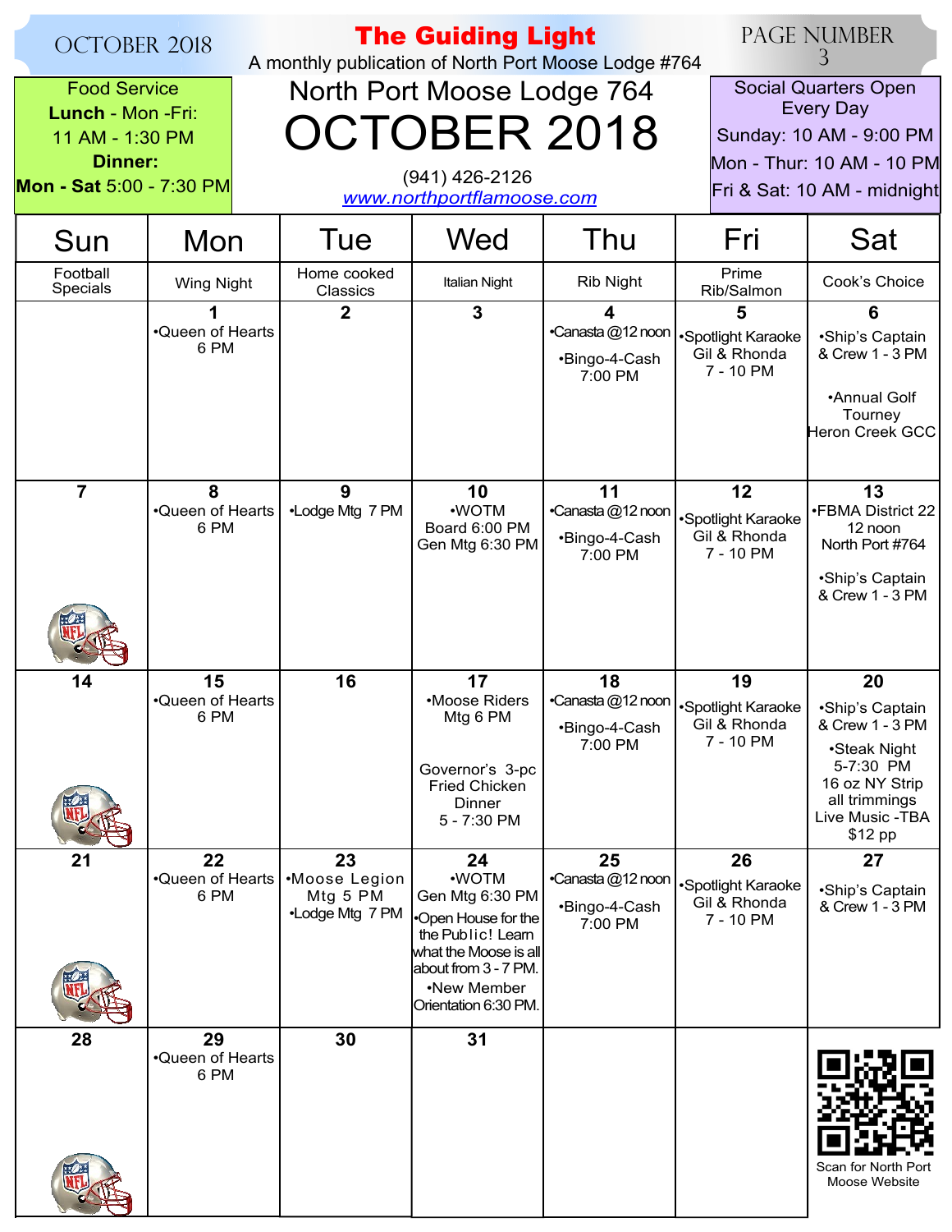OCTOBER 2018

# The Guiding Light

A monthly publication of North Port Moose Lodge #764

PAGE NUMBER 3

**Food Service**
**Lunch** - Mon -Fri: 11 AM - 1:30 PM
**Dinner:**
**Mon - Sat** 5:00 - 7:30 PM

## North Port Moose Lodge 764

# OCTOBER 2018

(941) 426-2126
www.northportflamoose.com

Social Quarters Open Every Day
Sunday: 10 AM - 9:00 PM
Mon - Thur: 10 AM - 10 PM
Fri & Sat: 10 AM - midnight

| Sun | Mon | Tue | Wed | Thu | Fri | Sat |
|---|---|---|---|---|---|---|
| Football Specials | Wing Night | Home cooked Classics | Italian Night | Rib Night | Prime Rib/Salmon | Cook's Choice |
| | **1** •Queen of Hearts 6 PM | **2** | **3** | **4** •Canasta @12 noon •Bingo-4-Cash 7:00 PM | **5** •Spotlight Karaoke Gil & Rhonda 7 - 10 PM | **6** •Ship's Captain & Crew 1 - 3 PM •Annual Golf Tourney Heron Creek GCC |
| **7** | **8** •Queen of Hearts 6 PM | **9** •Lodge Mtg 7 PM | **10** •WOTM Board 6:00 PM Gen Mtg 6:30 PM | **11** •Canasta @12 noon •Bingo-4-Cash 7:00 PM | **12** •Spotlight Karaoke Gil & Rhonda 7 - 10 PM | **13** •FBMA District 22 12 noon North Port #764 •Ship's Captain & Crew 1 - 3 PM |
| **14** | **15** •Queen of Hearts 6 PM | **16** | **17** •Moose Riders Mtg 6 PM Governor's 3-pc Fried Chicken Dinner 5 - 7:30 PM | **18** •Canasta @12 noon •Bingo-4-Cash 7:00 PM | **19** •Spotlight Karaoke Gil & Rhonda 7 - 10 PM | **20** •Ship's Captain & Crew 1 - 3 PM •Steak Night 5-7:30 PM 16 oz NY Strip all trimmings Live Music -TBA $12 pp |
| **21** | **22** •Queen of Hearts 6 PM | **23** •Moose Legion Mtg 5 PM •Lodge Mtg 7 PM | **24** •WOTM Gen Mtg 6:30 PM •Open House for the the Public! Learn what the Moose is all about from 3 - 7 PM. •New Member Orientation 6:30 PM. | **25** •Canasta @12 noon •Bingo-4-Cash 7:00 PM | **26** •Spotlight Karaoke Gil & Rhonda 7 - 10 PM | **27** •Ship's Captain & Crew 1 - 3 PM |
| **28** | **29** •Queen of Hearts 6 PM | **30** | **31** | | | Scan for North Port Moose Website |